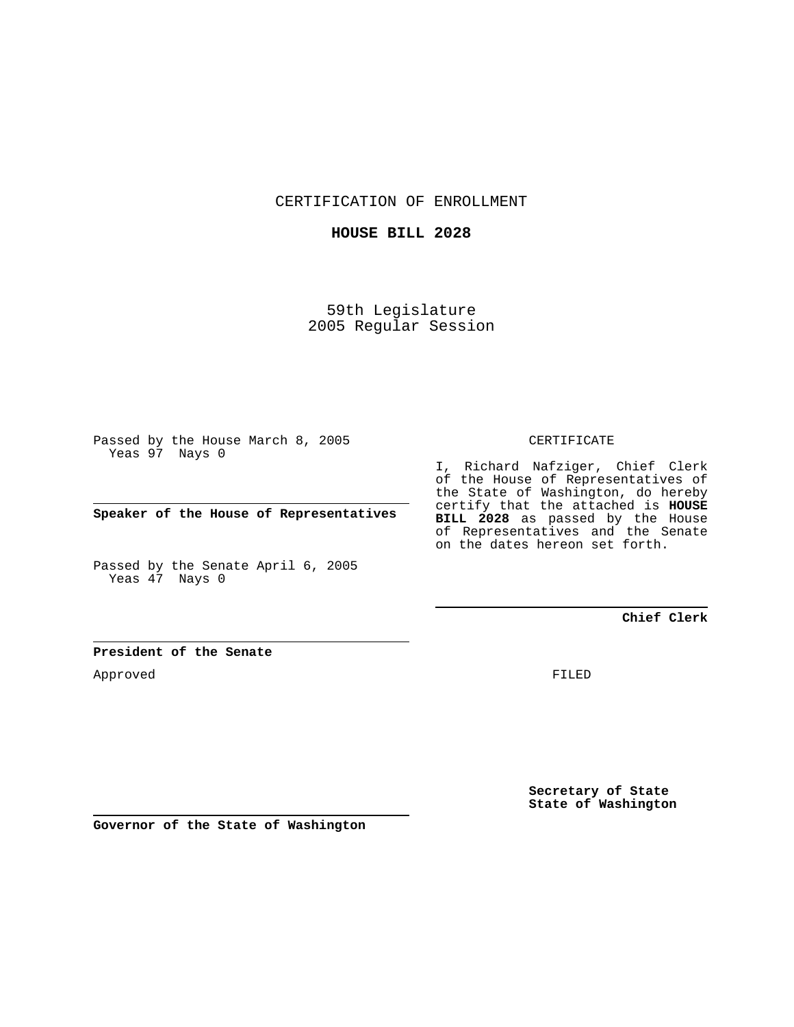CERTIFICATION OF ENROLLMENT

**HOUSE BILL 2028**

59th Legislature
2005 Regular Session

Passed by the House March 8, 2005
Yeas 97 Nays 0

**Speaker of the House of Representatives**

Passed by the Senate April 6, 2005
Yeas 47 Nays 0

**President of the Senate**

Approved

**Governor of the State of Washington**

CERTIFICATE

I, Richard Nafziger, Chief Clerk of the House of Representatives of the State of Washington, do hereby certify that the attached is **HOUSE BILL 2028** as passed by the House of Representatives and the Senate on the dates hereon set forth.

**Chief Clerk**

FILED

**Secretary of State**
**State of Washington**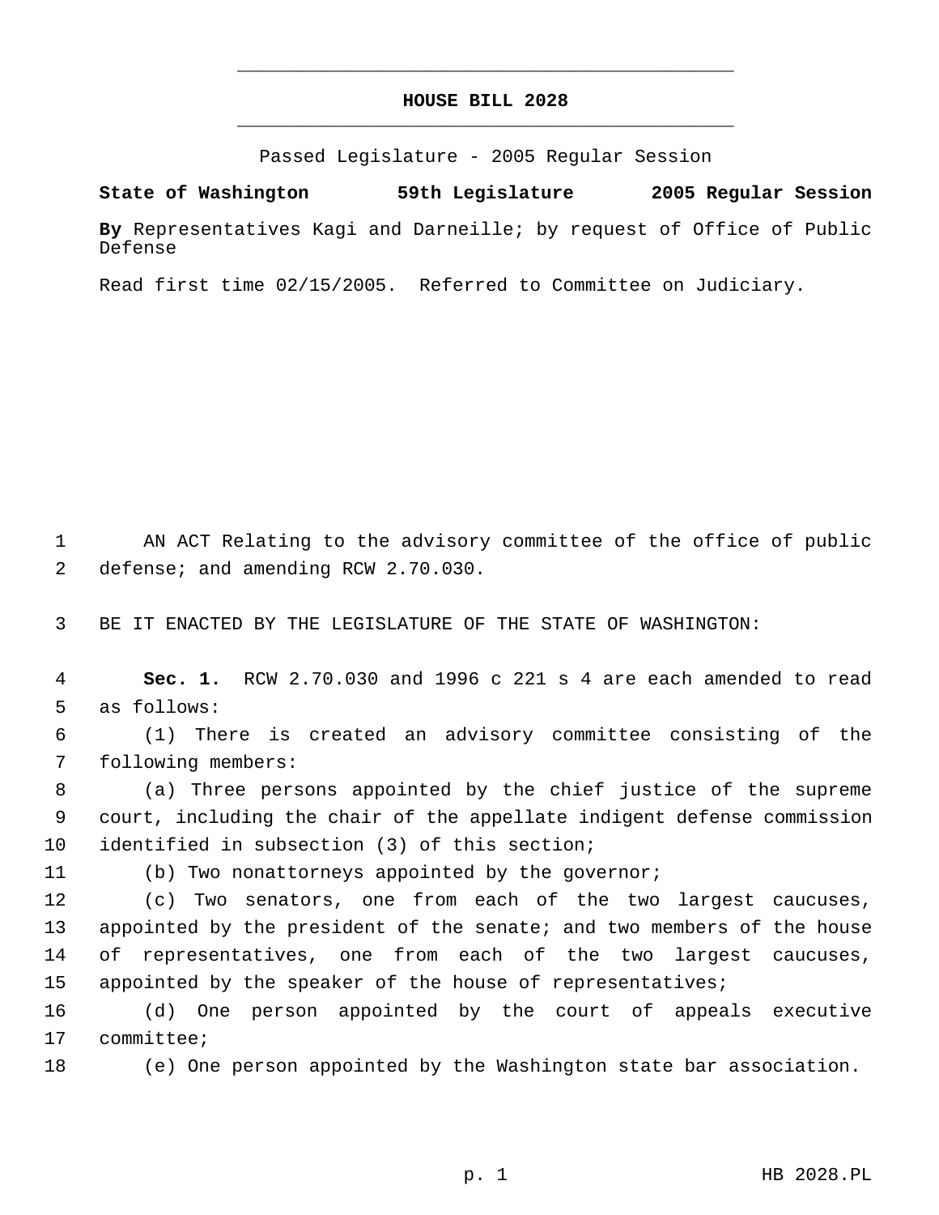# HOUSE BILL 2028

Passed Legislature - 2005 Regular Session

**State of Washington 59th Legislature 2005 Regular Session**

**By** Representatives Kagi and Darneille; by request of Office of Public Defense

Read first time 02/15/2005. Referred to Committee on Judiciary.

AN ACT Relating to the advisory committee of the office of public defense; and amending RCW 2.70.030.

BE IT ENACTED BY THE LEGISLATURE OF THE STATE OF WASHINGTON:

**Sec. 1.** RCW 2.70.030 and 1996 c 221 s 4 are each amended to read as follows:

(1) There is created an advisory committee consisting of the following members:

(a) Three persons appointed by the chief justice of the supreme court, including the chair of the appellate indigent defense commission identified in subsection (3) of this section;

(b) Two nonattorneys appointed by the governor;

(c) Two senators, one from each of the two largest caucuses, appointed by the president of the senate; and two members of the house of representatives, one from each of the two largest caucuses, appointed by the speaker of the house of representatives;

(d) One person appointed by the court of appeals executive committee;

(e) One person appointed by the Washington state bar association.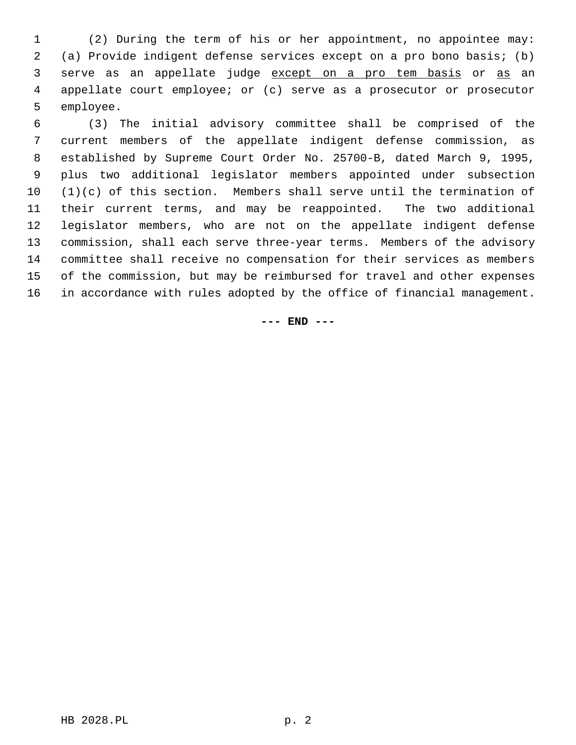(2) During the term of his or her appointment, no appointee may: (a) Provide indigent defense services except on a pro bono basis; (b) serve as an appellate judge <u>except on a pro tem basis</u> or <u>as</u> an appellate court employee; or (c) serve as a prosecutor or prosecutor employee.

(3) The initial advisory committee shall be comprised of the current members of the appellate indigent defense commission, as established by Supreme Court Order No. 25700-B, dated March 9, 1995, plus two additional legislator members appointed under subsection (1)(c) of this section. Members shall serve until the termination of their current terms, and may be reappointed. The two additional legislator members, who are not on the appellate indigent defense commission, shall each serve three-year terms. Members of the advisory committee shall receive no compensation for their services as members of the commission, but may be reimbursed for travel and other expenses in accordance with rules adopted by the office of financial management.

**--- END ---**